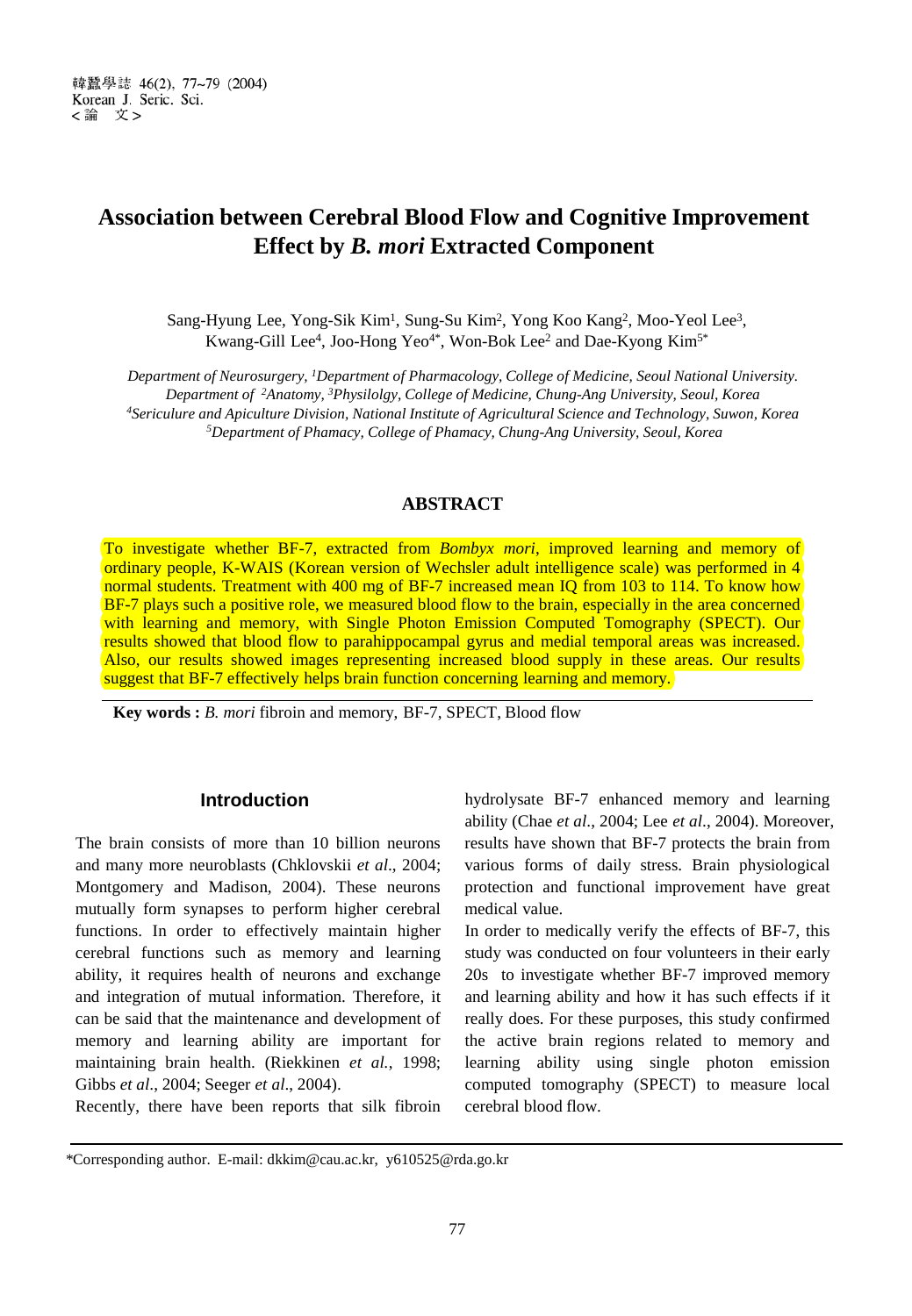# Association between Cerebral Blood Flow and Cognitive Improvement Effect by *B. mori* Extracted Component

Sang-Hyung Lee, Yong-Sik Kim[1], Sung-Su Kim[2], Yong Koo Kang[2], Moo-Yeol Lee[3], Kwang-Gill Lee[4], Joo-Hong Yeo[4*], Won-Bok Lee[2] and Dae-Kyong Kim[5*]

*Department of Neurosurgery, [1]Department of Pharmacology, College of Medicine, Seoul National University. Department of [2]Anatomy, [3]Physilolgy, College of Medicine, Chung-Ang University, Seoul, Korea [4]Sericulure and Apiculture Division, National Institute of Agricultural Science and Technology, Suwon, Korea [5]Department of Phamacy, College of Phamacy, Chung-Ang University, Seoul, Korea*

## ABSTRACT

To investigate whether BF-7, extracted from *Bombyx mori*, improved learning and memory of ordinary people, K-WAIS (Korean version of Wechsler adult intelligence scale) was performed in 4 normal students. Treatment with 400 mg of BF-7 increased mean IQ from 103 to 114. To know how BF-7 plays such a positive role, we measured blood flow to the brain, especially in the area concerned with learning and memory, with Single Photon Emission Computed Tomography (SPECT). Our results showed that blood flow to parahippocampal gyrus and medial temporal areas was increased. Also, our results showed images representing increased blood supply in these areas. Our results suggest that BF-7 effectively helps brain function concerning learning and memory.

**Key words :** *B. mori* fibroin and memory, BF-7, SPECT, Blood flow

## Introduction

The brain consists of more than 10 billion neurons and many more neuroblasts (Chklovskii *et al*., 2004; Montgomery and Madison, 2004). These neurons mutually form synapses to perform higher cerebral functions. In order to effectively maintain higher cerebral functions such as memory and learning ability, it requires health of neurons and exchange and integration of mutual information. Therefore, it can be said that the maintenance and development of memory and learning ability are important for maintaining brain health. (Riekkinen *et al.*, 1998; Gibbs *et al*., 2004; Seeger *et al*., 2004).

Recently, there have been reports that silk fibroin hydrolysate BF-7 enhanced memory and learning ability (Chae *et al*., 2004; Lee *et al*., 2004). Moreover, results have shown that BF-7 protects the brain from various forms of daily stress. Brain physiological protection and functional improvement have great medical value.

In order to medically verify the effects of BF-7, this study was conducted on four volunteers in their early 20s to investigate whether BF-7 improved memory and learning ability and how it has such effects if it really does. For these purposes, this study confirmed the active brain regions related to memory and learning ability using single photon emission computed tomography (SPECT) to measure local cerebral blood flow.

*Corresponding author. E-mail: dkkim@cau.ac.kr, y610525@rda.go.kr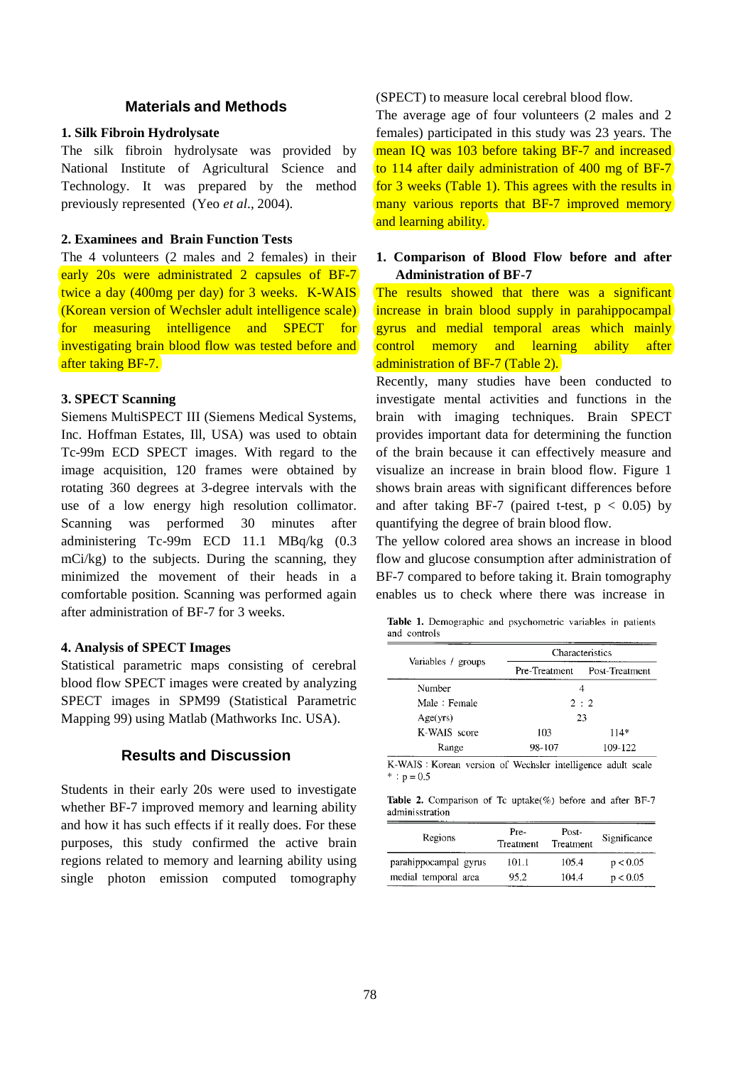## Materials and Methods

### 1. Silk Fibroin Hydrolysate

The silk fibroin hydrolysate was provided by National Institute of Agricultural Science and Technology. It was prepared by the method previously represented (Yeo *et al*., 2004).

### 2. Examinees and Brain Function Tests

The 4 volunteers (2 males and 2 females) in their early 20s were administrated 2 capsules of BF-7 twice a day (400mg per day) for 3 weeks. K-WAIS (Korean version of Wechsler adult intelligence scale) for measuring intelligence and SPECT for investigating brain blood flow was tested before and after taking BF-7.

### 3. SPECT Scanning

Siemens MultiSPECT III (Siemens Medical Systems, Inc. Hoffman Estates, Ill, USA) was used to obtain Tc-99m ECD SPECT images. With regard to the image acquisition, 120 frames were obtained by rotating 360 degrees at 3-degree intervals with the use of a low energy high resolution collimator. Scanning was performed 30 minutes after administering Tc-99m ECD 11.1 MBq/kg (0.3 mCi/kg) to the subjects. During the scanning, they minimized the movement of their heads in a comfortable position. Scanning was performed again after administration of BF-7 for 3 weeks.

### 4. Analysis of SPECT Images

Statistical parametric maps consisting of cerebral blood flow SPECT images were created by analyzing SPECT images in SPM99 (Statistical Parametric Mapping 99) using Matlab (Mathworks Inc. USA).

## Results and Discussion

Students in their early 20s were used to investigate whether BF-7 improved memory and learning ability and how it has such effects if it really does. For these purposes, this study confirmed the active brain regions related to memory and learning ability using single photon emission computed tomography (SPECT) to measure local cerebral blood flow.

The average age of four volunteers (2 males and 2 females) participated in this study was 23 years. The mean IQ was 103 before taking BF-7 and increased to 114 after daily administration of 400 mg of BF-7 for 3 weeks (Table 1). This agrees with the results in many various reports that BF-7 improved memory and learning ability.

### 1. Comparison of Blood Flow before and after Administration of BF-7

The results showed that there was a significant increase in brain blood supply in parahippocampal gyrus and medial temporal areas which mainly control memory and learning ability after administration of BF-7 (Table 2).

Recently, many studies have been conducted to investigate mental activities and functions in the brain with imaging techniques. Brain SPECT provides important data for determining the function of the brain because it can effectively measure and visualize an increase in brain blood flow. Figure 1 shows brain areas with significant differences before and after taking BF-7 (paired t-test, $p < 0.05$) by quantifying the degree of brain blood flow.

The yellow colored area shows an increase in blood flow and glucose consumption after administration of BF-7 compared to before taking it. Brain tomography enables us to check where there was increase in

**Table 1.** Demographic and psychometric variables in patients and controls

| Variables / groups | Characteristics | |
|---|---|---|
| | Pre-Treatment | Post-Treatment |
| Number | 4 | |
| Male : Female | 2 : 2 | |
| Age(yrs) | 23 | |
| K-WAIS score | 103 | 114* |
| Range | 98-107 | 109-122 |

K-WAIS : Korean version of Wechsler intelligence adult scale
\* : p = 0.5

**Table 2.** Comparison of Tc uptake(%) before and after BF-7 adminisstration

| Regions | Pre-Treatment | Post-Treatment | Significance |
|---|---|---|---|
| parahippocampal gyrus | 101.1 | 105.4 | $p < 0.05$ |
| medial temporal area | 95.2 | 104.4 | $p < 0.05$ |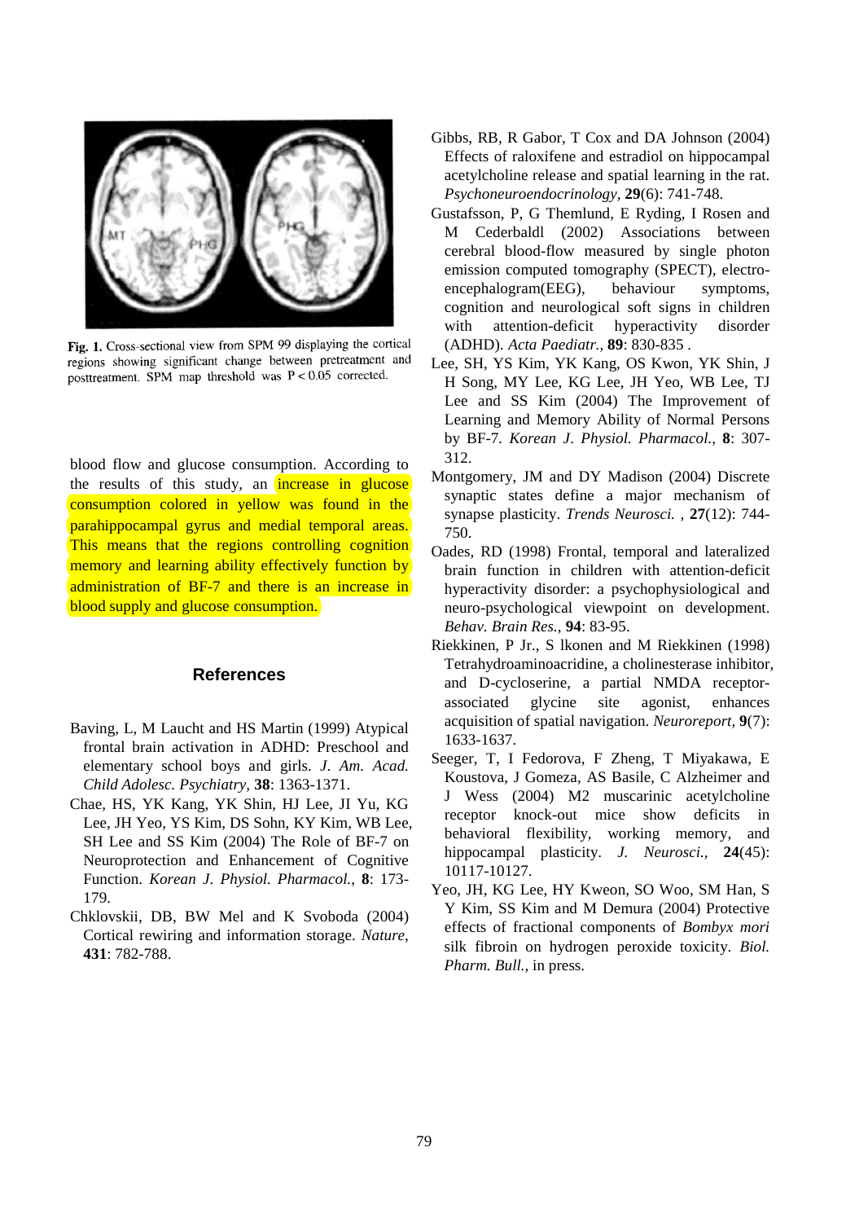Fig. 1. Cross-sectional view from SPM 99 displaying the cortical regions showing significant change between pretreatment and posttreatment. SPM map threshold was $P < 0.05$ corrected.

blood flow and glucose consumption. According to the results of this study, an increase in glucose consumption colored in yellow was found in the parahippocampal gyrus and medial temporal areas. This means that the regions controlling cognition memory and learning ability effectively function by administration of BF-7 and there is an increase in blood supply and glucose consumption.

## References

Baving, L, M Laucht and HS Martin (1999) Atypical frontal brain activation in ADHD: Preschool and elementary school boys and girls. *J. Am. Acad. Child Adolesc. Psychiatry,* **38**: 1363-1371.

Chae, HS, YK Kang, YK Shin, HJ Lee, JI Yu, KG Lee, JH Yeo, YS Kim, DS Sohn, KY Kim, WB Lee, SH Lee and SS Kim (2004) The Role of BF-7 on Neuroprotection and Enhancement of Cognitive Function. *Korean J. Physiol. Pharmacol.,* **8**: 173-179.

Chklovskii, DB, BW Mel and K Svoboda (2004) Cortical rewiring and information storage. *Nature,* **431**: 782-788.

Gibbs, RB, R Gabor, T Cox and DA Johnson (2004) Effects of raloxifene and estradiol on hippocampal acetylcholine release and spatial learning in the rat. *Psychoneuroendocrinology,* **29**(6): 741-748.

Gustafsson, P, G Themlund, E Ryding, I Rosen and M Cederbaldl (2002) Associations between cerebral blood-flow measured by single photon emission computed tomography (SPECT), electro-encephalogram(EEG), behaviour symptoms, cognition and neurological soft signs in children with attention-deficit hyperactivity disorder (ADHD). *Acta Paediatr.,* **89**: 830-835 .

Lee, SH, YS Kim, YK Kang, OS Kwon, YK Shin, J H Song, MY Lee, KG Lee, JH Yeo, WB Lee, TJ Lee and SS Kim (2004) The Improvement of Learning and Memory Ability of Normal Persons by BF-7. *Korean J. Physiol. Pharmacol.,* **8**: 307-312.

Montgomery, JM and DY Madison (2004) Discrete synaptic states define a major mechanism of synapse plasticity. *Trends Neurosci. ,* **27**(12): 744-750.

Oades, RD (1998) Frontal, temporal and lateralized brain function in children with attention-deficit hyperactivity disorder: a psychophysiological and neuro-psychological viewpoint on development. *Behav. Brain Res.,* **94**: 83-95.

Riekkinen, P Jr., S lkonen and M Riekkinen (1998) Tetrahydroaminoacridine, a cholinesterase inhibitor, and D-cycloserine, a partial NMDA receptor-associated glycine site agonist, enhances acquisition of spatial navigation. *Neuroreport,* **9**(7): 1633-1637.

Seeger, T, I Fedorova, F Zheng, T Miyakawa, E Koustova, J Gomeza, AS Basile, C Alzheimer and J Wess (2004) M2 muscarinic acetylcholine receptor knock-out mice show deficits in behavioral flexibility, working memory, and hippocampal plasticity. *J. Neurosci.,* **24**(45): 10117-10127.

Yeo, JH, KG Lee, HY Kweon, SO Woo, SM Han, S Y Kim, SS Kim and M Demura (2004) Protective effects of fractional components of *Bombyx mori* silk fibroin on hydrogen peroxide toxicity. *Biol. Pharm. Bull.,* in press.